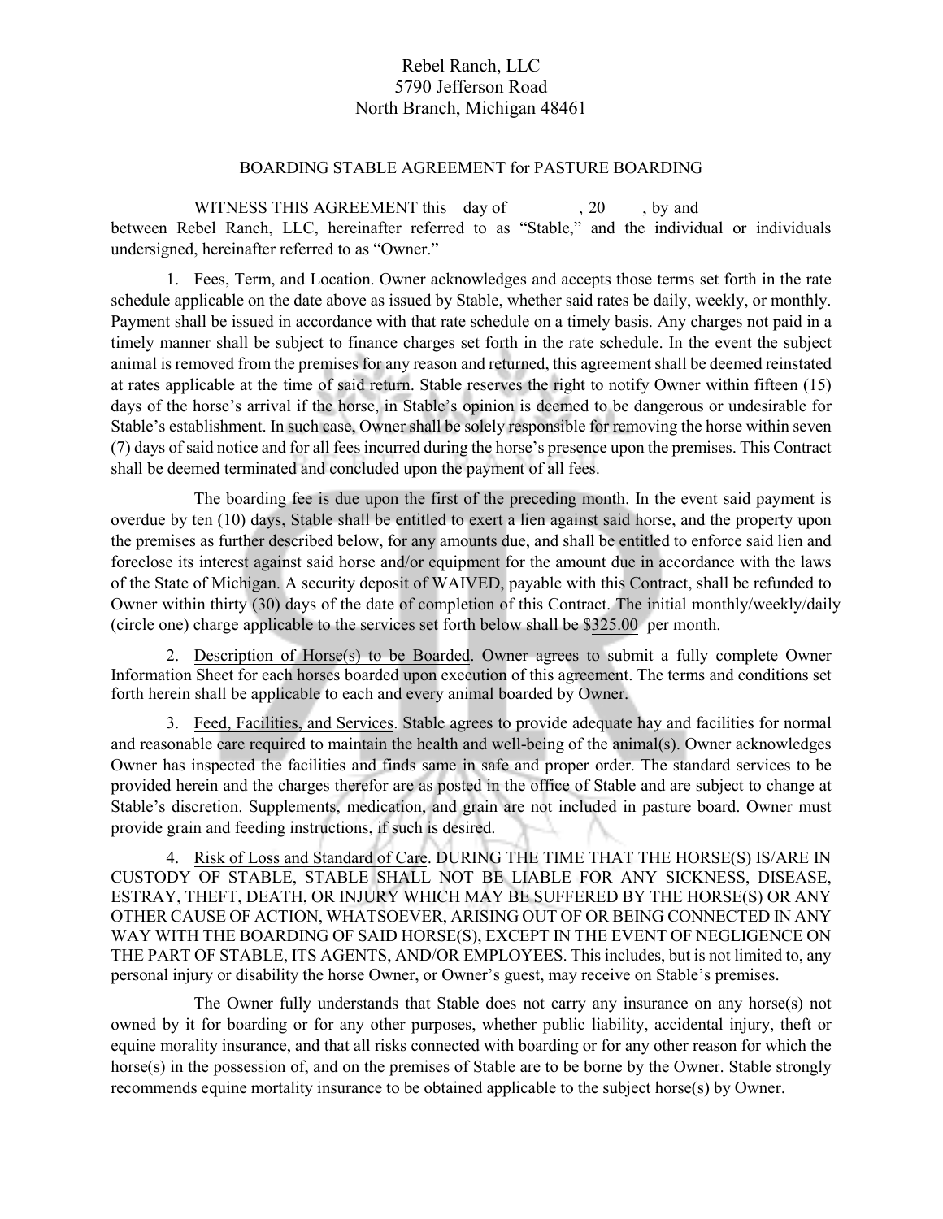Rebel Ranch, LLC
5790 Jefferson Road
North Branch, Michigan 48461

## BOARDING STABLE AGREEMENT for PASTURE BOARDING

WITNESS THIS AGREEMENT this \_\_day of \_\_\_\_\_\_\_\_, 20\_\_\_\_, by and \_\_\_\_\_\_ between Rebel Ranch, LLC, hereinafter referred to as "Stable," and the individual or individuals undersigned, hereinafter referred to as "Owner."

1. Fees, Term, and Location. Owner acknowledges and accepts those terms set forth in the rate schedule applicable on the date above as issued by Stable, whether said rates be daily, weekly, or monthly. Payment shall be issued in accordance with that rate schedule on a timely basis. Any charges not paid in a timely manner shall be subject to finance charges set forth in the rate schedule. In the event the subject animal is removed from the premises for any reason and returned, this agreement shall be deemed reinstated at rates applicable at the time of said return. Stable reserves the right to notify Owner within fifteen (15) days of the horse's arrival if the horse, in Stable's opinion is deemed to be dangerous or undesirable for Stable's establishment. In such case, Owner shall be solely responsible for removing the horse within seven (7) days of said notice and for all fees incurred during the horse's presence upon the premises. This Contract shall be deemed terminated and concluded upon the payment of all fees.

The boarding fee is due upon the first of the preceding month. In the event said payment is overdue by ten (10) days, Stable shall be entitled to exert a lien against said horse, and the property upon the premises as further described below, for any amounts due, and shall be entitled to enforce said lien and foreclose its interest against said horse and/or equipment for the amount due in accordance with the laws of the State of Michigan. A security deposit of WAIVED, payable with this Contract, shall be refunded to Owner within thirty (30) days of the date of completion of this Contract. The initial monthly/weekly/daily (circle one) charge applicable to the services set forth below shall be $325.00 per month.

2. Description of Horse(s) to be Boarded. Owner agrees to submit a fully complete Owner Information Sheet for each horses boarded upon execution of this agreement. The terms and conditions set forth herein shall be applicable to each and every animal boarded by Owner.

3. Feed, Facilities, and Services. Stable agrees to provide adequate hay and facilities for normal and reasonable care required to maintain the health and well-being of the animal(s). Owner acknowledges Owner has inspected the facilities and finds same in safe and proper order. The standard services to be provided herein and the charges therefor are as posted in the office of Stable and are subject to change at Stable's discretion. Supplements, medication, and grain are not included in pasture board. Owner must provide grain and feeding instructions, if such is desired.

4. Risk of Loss and Standard of Care. DURING THE TIME THAT THE HORSE(S) IS/ARE IN CUSTODY OF STABLE, STABLE SHALL NOT BE LIABLE FOR ANY SICKNESS, DISEASE, ESTRAY, THEFT, DEATH, OR INJURY WHICH MAY BE SUFFERED BY THE HORSE(S) OR ANY OTHER CAUSE OF ACTION, WHATSOEVER, ARISING OUT OF OR BEING CONNECTED IN ANY WAY WITH THE BOARDING OF SAID HORSE(S), EXCEPT IN THE EVENT OF NEGLIGENCE ON THE PART OF STABLE, ITS AGENTS, AND/OR EMPLOYEES. This includes, but is not limited to, any personal injury or disability the horse Owner, or Owner's guest, may receive on Stable's premises.

The Owner fully understands that Stable does not carry any insurance on any horse(s) not owned by it for boarding or for any other purposes, whether public liability, accidental injury, theft or equine morality insurance, and that all risks connected with boarding or for any other reason for which the horse(s) in the possession of, and on the premises of Stable are to be borne by the Owner. Stable strongly recommends equine mortality insurance to be obtained applicable to the subject horse(s) by Owner.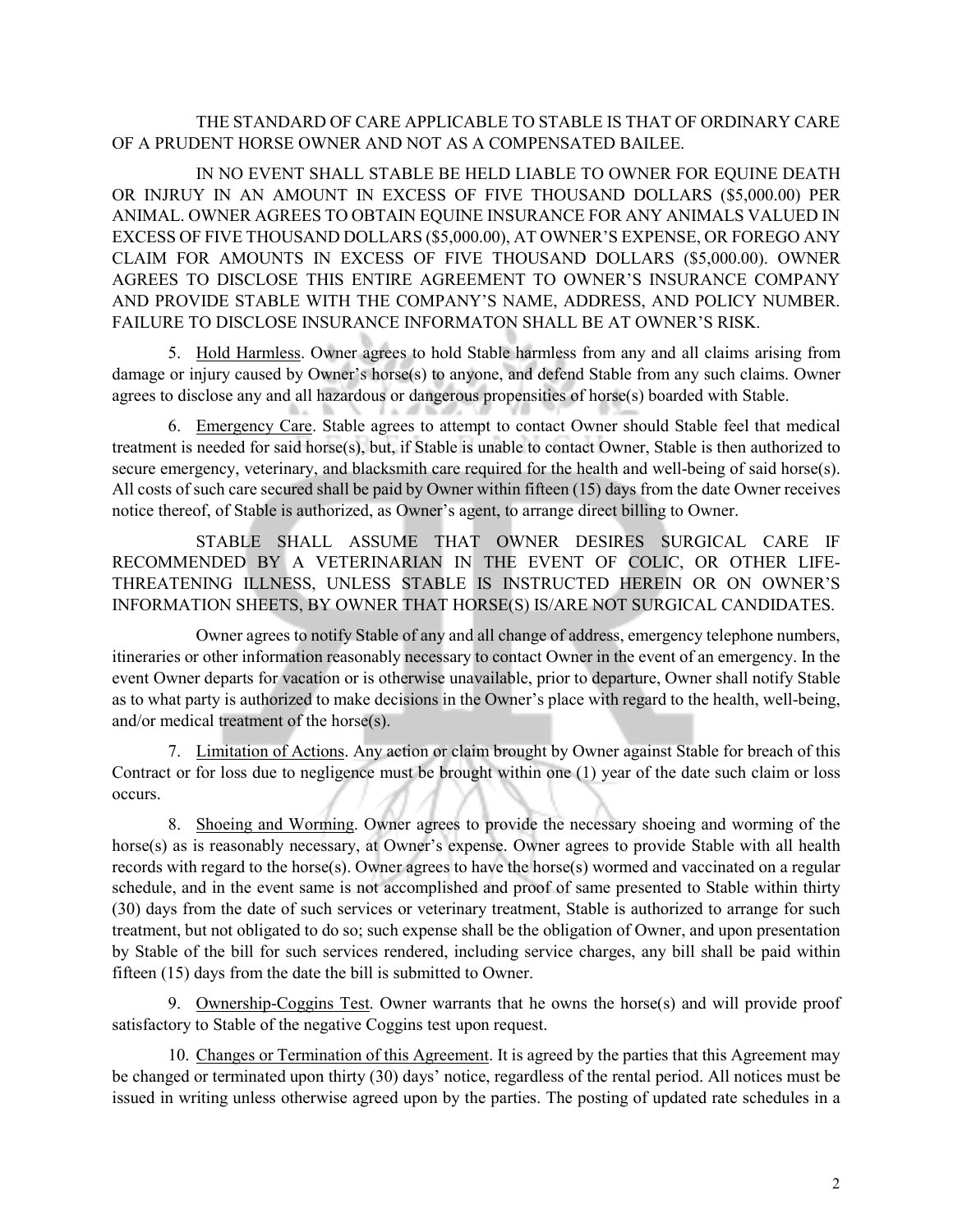THE STANDARD OF CARE APPLICABLE TO STABLE IS THAT OF ORDINARY CARE OF A PRUDENT HORSE OWNER AND NOT AS A COMPENSATED BAILEE.

IN NO EVENT SHALL STABLE BE HELD LIABLE TO OWNER FOR EQUINE DEATH OR INJRUY IN AN AMOUNT IN EXCESS OF FIVE THOUSAND DOLLARS ($5,000.00) PER ANIMAL. OWNER AGREES TO OBTAIN EQUINE INSURANCE FOR ANY ANIMALS VALUED IN EXCESS OF FIVE THOUSAND DOLLARS ($5,000.00), AT OWNER'S EXPENSE, OR FOREGO ANY CLAIM FOR AMOUNTS IN EXCESS OF FIVE THOUSAND DOLLARS ($5,000.00). OWNER AGREES TO DISCLOSE THIS ENTIRE AGREEMENT TO OWNER'S INSURANCE COMPANY AND PROVIDE STABLE WITH THE COMPANY'S NAME, ADDRESS, AND POLICY NUMBER. FAILURE TO DISCLOSE INSURANCE INFORMATON SHALL BE AT OWNER'S RISK.

5. Hold Harmless. Owner agrees to hold Stable harmless from any and all claims arising from damage or injury caused by Owner's horse(s) to anyone, and defend Stable from any such claims. Owner agrees to disclose any and all hazardous or dangerous propensities of horse(s) boarded with Stable.

6. Emergency Care. Stable agrees to attempt to contact Owner should Stable feel that medical treatment is needed for said horse(s), but, if Stable is unable to contact Owner, Stable is then authorized to secure emergency, veterinary, and blacksmith care required for the health and well-being of said horse(s). All costs of such care secured shall be paid by Owner within fifteen (15) days from the date Owner receives notice thereof, of Stable is authorized, as Owner's agent, to arrange direct billing to Owner.

STABLE SHALL ASSUME THAT OWNER DESIRES SURGICAL CARE IF RECOMMENDED BY A VETERINARIAN IN THE EVENT OF COLIC, OR OTHER LIFE-THREATENING ILLNESS, UNLESS STABLE IS INSTRUCTED HEREIN OR ON OWNER'S INFORMATION SHEETS, BY OWNER THAT HORSE(S) IS/ARE NOT SURGICAL CANDIDATES.

Owner agrees to notify Stable of any and all change of address, emergency telephone numbers, itineraries or other information reasonably necessary to contact Owner in the event of an emergency. In the event Owner departs for vacation or is otherwise unavailable, prior to departure, Owner shall notify Stable as to what party is authorized to make decisions in the Owner's place with regard to the health, well-being, and/or medical treatment of the horse(s).

7. Limitation of Actions. Any action or claim brought by Owner against Stable for breach of this Contract or for loss due to negligence must be brought within one (1) year of the date such claim or loss occurs.

8. Shoeing and Worming. Owner agrees to provide the necessary shoeing and worming of the horse(s) as is reasonably necessary, at Owner's expense. Owner agrees to provide Stable with all health records with regard to the horse(s). Owner agrees to have the horse(s) wormed and vaccinated on a regular schedule, and in the event same is not accomplished and proof of same presented to Stable within thirty (30) days from the date of such services or veterinary treatment, Stable is authorized to arrange for such treatment, but not obligated to do so; such expense shall be the obligation of Owner, and upon presentation by Stable of the bill for such services rendered, including service charges, any bill shall be paid within fifteen (15) days from the date the bill is submitted to Owner.

9. Ownership-Coggins Test. Owner warrants that he owns the horse(s) and will provide proof satisfactory to Stable of the negative Coggins test upon request.

10. Changes or Termination of this Agreement. It is agreed by the parties that this Agreement may be changed or terminated upon thirty (30) days' notice, regardless of the rental period. All notices must be issued in writing unless otherwise agreed upon by the parties. The posting of updated rate schedules in a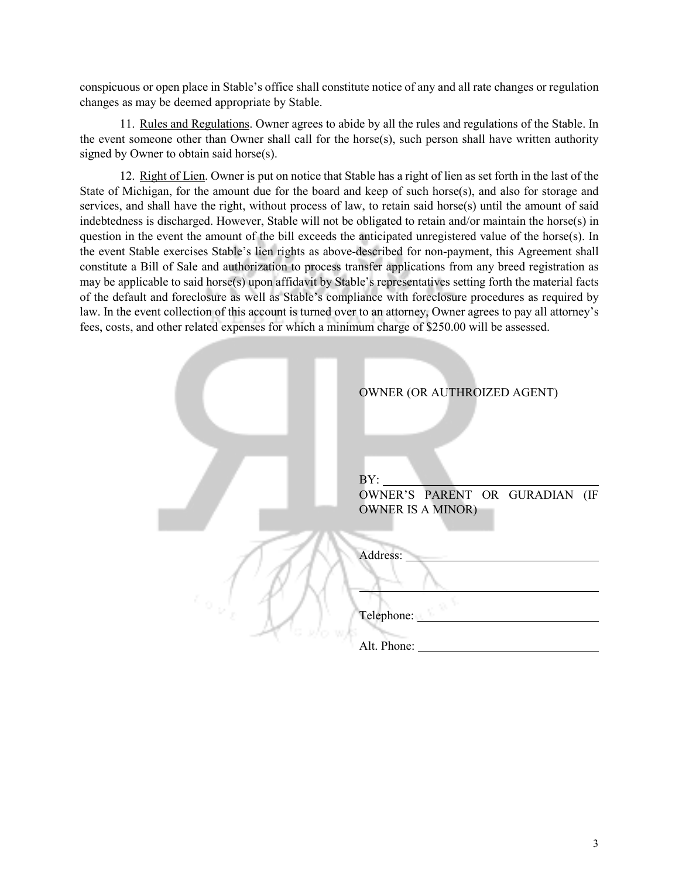conspicuous or open place in Stable's office shall constitute notice of any and all rate changes or regulation changes as may be deemed appropriate by Stable.

11. Rules and Regulations. Owner agrees to abide by all the rules and regulations of the Stable. In the event someone other than Owner shall call for the horse(s), such person shall have written authority signed by Owner to obtain said horse(s).

12. Right of Lien. Owner is put on notice that Stable has a right of lien as set forth in the last of the State of Michigan, for the amount due for the board and keep of such horse(s), and also for storage and services, and shall have the right, without process of law, to retain said horse(s) until the amount of said indebtedness is discharged. However, Stable will not be obligated to retain and/or maintain the horse(s) in question in the event the amount of the bill exceeds the anticipated unregistered value of the horse(s). In the event Stable exercises Stable's lien rights as above-described for non-payment, this Agreement shall constitute a Bill of Sale and authorization to process transfer applications from any breed registration as may be applicable to said horse(s) upon affidavit by Stable's representatives setting forth the material facts of the default and foreclosure as well as Stable's compliance with foreclosure procedures as required by law. In the event collection of this account is turned over to an attorney, Owner agrees to pay all attorney's fees, costs, and other related expenses for which a minimum charge of $250.00 will be assessed.

OWNER (OR AUTHROIZED AGENT)

BY: ________________________________

OWNER'S PARENT OR GURADIAN (IF OWNER IS A MINOR)

Address: ________________________________

________________________________

Telephone: ________________________________

Alt. Phone: ________________________________